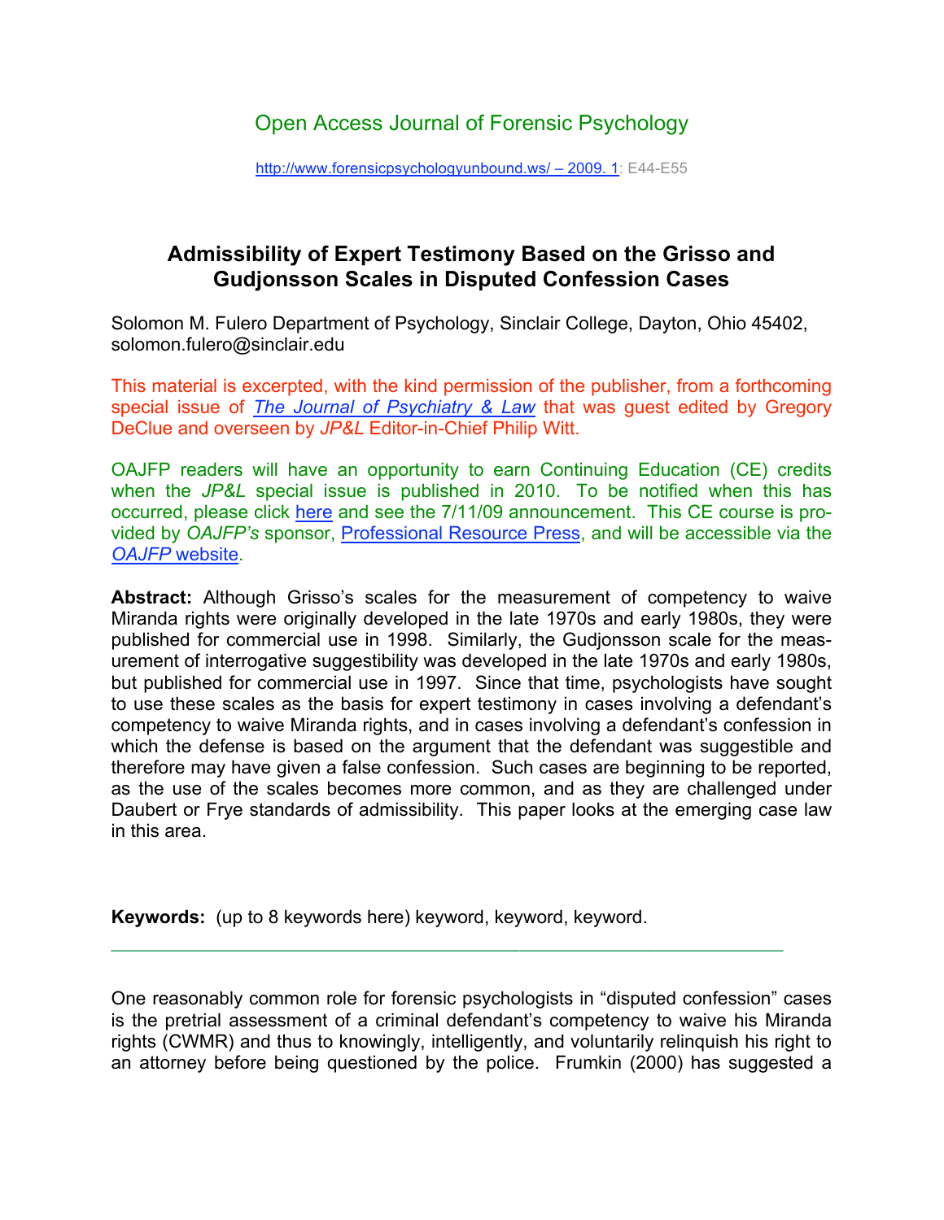Open Access Journal of Forensic Psychology

http://www.forensicpsychologyunbound.ws/ – 2009. 1: E44-E55

# Admissibility of Expert Testimony Based on the Grisso and Gudjonsson Scales in Disputed Confession Cases

Solomon M. Fulero Department of Psychology, Sinclair College, Dayton, Ohio 45402, solomon.fulero@sinclair.edu

This material is excerpted, with the kind permission of the publisher, from a forthcoming special issue of *The Journal of Psychiatry & Law* that was guest edited by Gregory DeClue and overseen by *JP&L* Editor-in-Chief Philip Witt.

OAJFP readers will have an opportunity to earn Continuing Education (CE) credits when the *JP&L* special issue is published in 2010. To be notified when this has occurred, please click here and see the 7/11/09 announcement. This CE course is provided by *OAJFP's* sponsor, Professional Resource Press, and will be accessible via the *OAJFP* website.

**Abstract:** Although Grisso's scales for the measurement of competency to waive Miranda rights were originally developed in the late 1970s and early 1980s, they were published for commercial use in 1998. Similarly, the Gudjonsson scale for the measurement of interrogative suggestibility was developed in the late 1970s and early 1980s, but published for commercial use in 1997. Since that time, psychologists have sought to use these scales as the basis for expert testimony in cases involving a defendant's competency to waive Miranda rights, and in cases involving a defendant's confession in which the defense is based on the argument that the defendant was suggestible and therefore may have given a false confession. Such cases are beginning to be reported, as the use of the scales becomes more common, and as they are challenged under Daubert or Frye standards of admissibility. This paper looks at the emerging case law in this area.

**Keywords:** (up to 8 keywords here) keyword, keyword, keyword.

---

One reasonably common role for forensic psychologists in "disputed confession" cases is the pretrial assessment of a criminal defendant's competency to waive his Miranda rights (CWMR) and thus to knowingly, intelligently, and voluntarily relinquish his right to an attorney before being questioned by the police. Frumkin (2000) has suggested a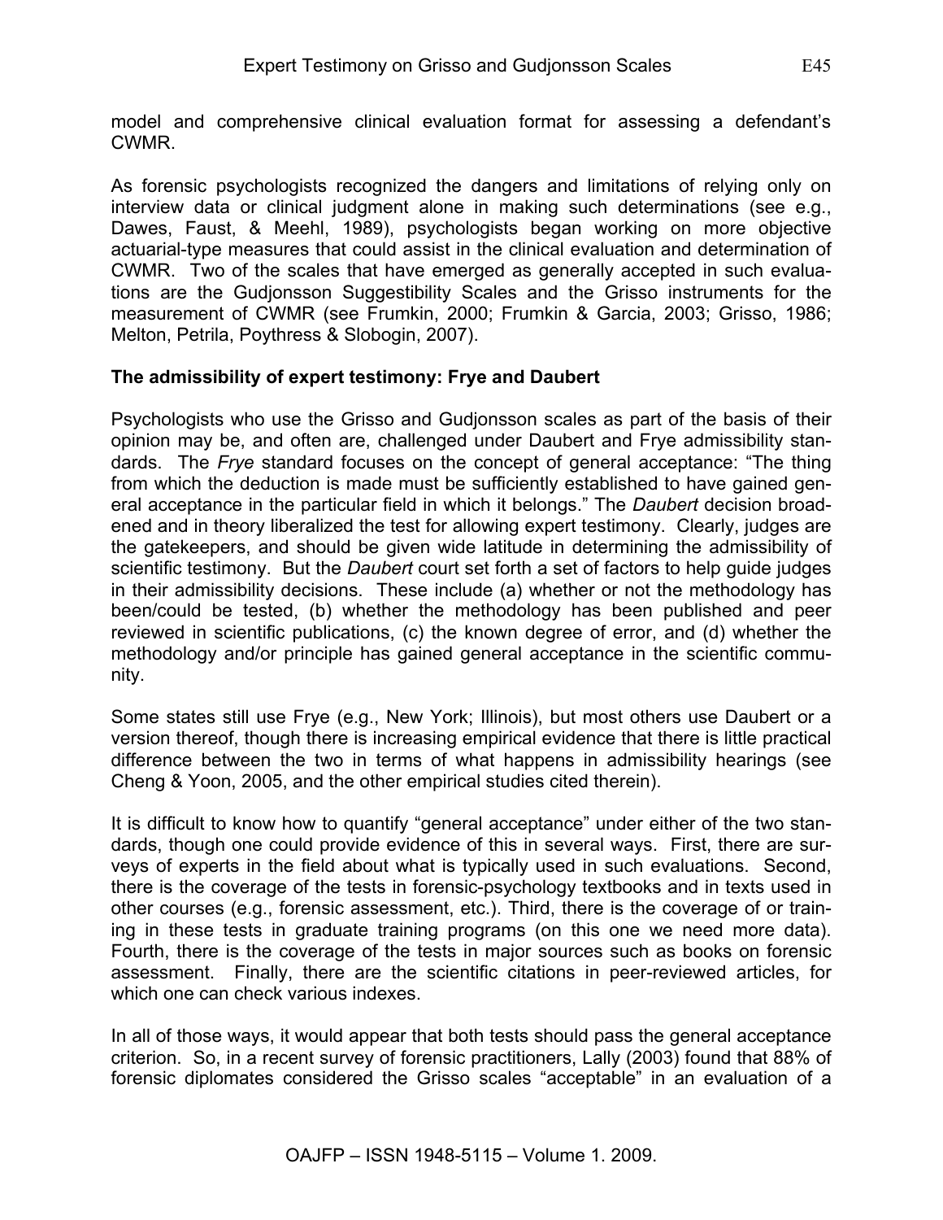model and comprehensive clinical evaluation format for assessing a defendant's CWMR.

As forensic psychologists recognized the dangers and limitations of relying only on interview data or clinical judgment alone in making such determinations (see e.g., Dawes, Faust, & Meehl, 1989), psychologists began working on more objective actuarial-type measures that could assist in the clinical evaluation and determination of CWMR. Two of the scales that have emerged as generally accepted in such evaluations are the Gudjonsson Suggestibility Scales and the Grisso instruments for the measurement of CWMR (see Frumkin, 2000; Frumkin & Garcia, 2003; Grisso, 1986; Melton, Petrila, Poythress & Slobogin, 2007).

## The admissibility of expert testimony: Frye and Daubert

Psychologists who use the Grisso and Gudjonsson scales as part of the basis of their opinion may be, and often are, challenged under Daubert and Frye admissibility standards. The *Frye* standard focuses on the concept of general acceptance: "The thing from which the deduction is made must be sufficiently established to have gained general acceptance in the particular field in which it belongs." The *Daubert* decision broadened and in theory liberalized the test for allowing expert testimony. Clearly, judges are the gatekeepers, and should be given wide latitude in determining the admissibility of scientific testimony. But the *Daubert* court set forth a set of factors to help guide judges in their admissibility decisions. These include (a) whether or not the methodology has been/could be tested, (b) whether the methodology has been published and peer reviewed in scientific publications, (c) the known degree of error, and (d) whether the methodology and/or principle has gained general acceptance in the scientific community.

Some states still use Frye (e.g., New York; Illinois), but most others use Daubert or a version thereof, though there is increasing empirical evidence that there is little practical difference between the two in terms of what happens in admissibility hearings (see Cheng & Yoon, 2005, and the other empirical studies cited therein).

It is difficult to know how to quantify "general acceptance" under either of the two standards, though one could provide evidence of this in several ways. First, there are surveys of experts in the field about what is typically used in such evaluations. Second, there is the coverage of the tests in forensic-psychology textbooks and in texts used in other courses (e.g., forensic assessment, etc.). Third, there is the coverage of or training in these tests in graduate training programs (on this one we need more data). Fourth, there is the coverage of the tests in major sources such as books on forensic assessment. Finally, there are the scientific citations in peer-reviewed articles, for which one can check various indexes.

In all of those ways, it would appear that both tests should pass the general acceptance criterion. So, in a recent survey of forensic practitioners, Lally (2003) found that 88% of forensic diplomates considered the Grisso scales "acceptable" in an evaluation of a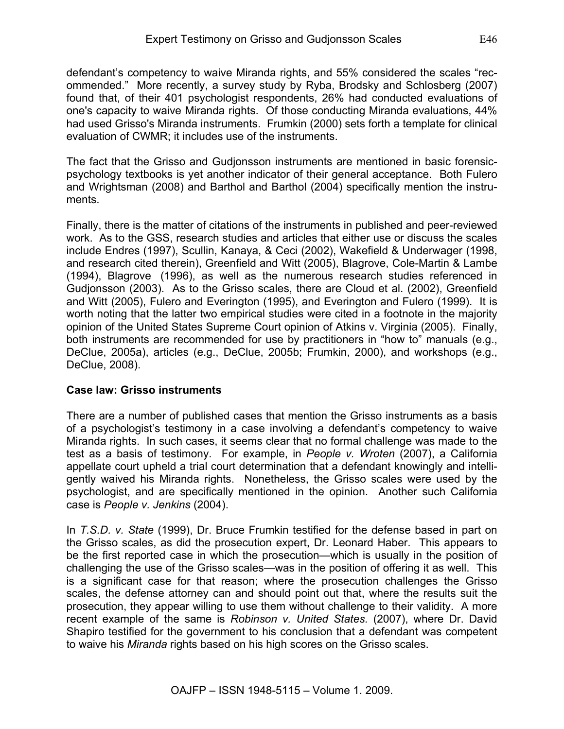defendant's competency to waive Miranda rights, and 55% considered the scales "recommended." More recently, a survey study by Ryba, Brodsky and Schlosberg (2007) found that, of their 401 psychologist respondents, 26% had conducted evaluations of one's capacity to waive Miranda rights. Of those conducting Miranda evaluations, 44% had used Grisso's Miranda instruments. Frumkin (2000) sets forth a template for clinical evaluation of CWMR; it includes use of the instruments.

The fact that the Grisso and Gudjonsson instruments are mentioned in basic forensic-psychology textbooks is yet another indicator of their general acceptance. Both Fulero and Wrightsman (2008) and Barthol and Barthol (2004) specifically mention the instruments.

Finally, there is the matter of citations of the instruments in published and peer-reviewed work. As to the GSS, research studies and articles that either use or discuss the scales include Endres (1997), Scullin, Kanaya, & Ceci (2002), Wakefield & Underwager (1998, and research cited therein), Greenfield and Witt (2005), Blagrove, Cole-Martin & Lambe (1994), Blagrove (1996), as well as the numerous research studies referenced in Gudjonsson (2003). As to the Grisso scales, there are Cloud et al. (2002), Greenfield and Witt (2005), Fulero and Everington (1995), and Everington and Fulero (1999). It is worth noting that the latter two empirical studies were cited in a footnote in the majority opinion of the United States Supreme Court opinion of Atkins v. Virginia (2005). Finally, both instruments are recommended for use by practitioners in "how to" manuals (e.g., DeClue, 2005a), articles (e.g., DeClue, 2005b; Frumkin, 2000), and workshops (e.g., DeClue, 2008).

## Case law: Grisso instruments

There are a number of published cases that mention the Grisso instruments as a basis of a psychologist's testimony in a case involving a defendant's competency to waive Miranda rights. In such cases, it seems clear that no formal challenge was made to the test as a basis of testimony. For example, in *People v. Wroten* (2007), a California appellate court upheld a trial court determination that a defendant knowingly and intelligently waived his Miranda rights. Nonetheless, the Grisso scales were used by the psychologist, and are specifically mentioned in the opinion. Another such California case is *People v. Jenkins* (2004).

In *T.S.D. v. State* (1999), Dr. Bruce Frumkin testified for the defense based in part on the Grisso scales, as did the prosecution expert, Dr. Leonard Haber. This appears to be the first reported case in which the prosecution—which is usually in the position of challenging the use of the Grisso scales—was in the position of offering it as well. This is a significant case for that reason; where the prosecution challenges the Grisso scales, the defense attorney can and should point out that, where the results suit the prosecution, they appear willing to use them without challenge to their validity. A more recent example of the same is *Robinson v. United States.* (2007), where Dr. David Shapiro testified for the government to his conclusion that a defendant was competent to waive his *Miranda* rights based on his high scores on the Grisso scales.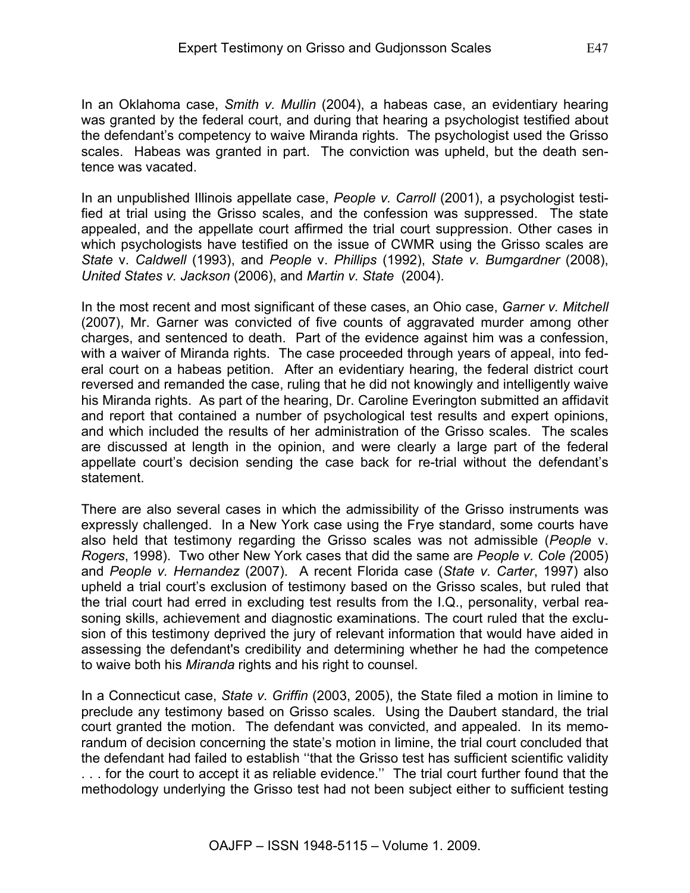In an Oklahoma case, *Smith v. Mullin* (2004), a habeas case, an evidentiary hearing was granted by the federal court, and during that hearing a psychologist testified about the defendant's competency to waive Miranda rights. The psychologist used the Grisso scales. Habeas was granted in part. The conviction was upheld, but the death sentence was vacated.

In an unpublished Illinois appellate case, *People v. Carroll* (2001), a psychologist testified at trial using the Grisso scales, and the confession was suppressed. The state appealed, and the appellate court affirmed the trial court suppression. Other cases in which psychologists have testified on the issue of CWMR using the Grisso scales are *State* v. *Caldwell* (1993), and *People* v. *Phillips* (1992), *State v. Bumgardner* (2008), *United States v. Jackson* (2006), and *Martin v. State* (2004).

In the most recent and most significant of these cases, an Ohio case, *Garner v. Mitchell* (2007), Mr. Garner was convicted of five counts of aggravated murder among other charges, and sentenced to death. Part of the evidence against him was a confession, with a waiver of Miranda rights. The case proceeded through years of appeal, into federal court on a habeas petition. After an evidentiary hearing, the federal district court reversed and remanded the case, ruling that he did not knowingly and intelligently waive his Miranda rights. As part of the hearing, Dr. Caroline Everington submitted an affidavit and report that contained a number of psychological test results and expert opinions, and which included the results of her administration of the Grisso scales. The scales are discussed at length in the opinion, and were clearly a large part of the federal appellate court's decision sending the case back for re-trial without the defendant's statement.

There are also several cases in which the admissibility of the Grisso instruments was expressly challenged. In a New York case using the Frye standard, some courts have also held that testimony regarding the Grisso scales was not admissible (*People* v. *Rogers*, 1998). Two other New York cases that did the same are *People v. Cole (*2005) and *People v. Hernandez* (2007). A recent Florida case (*State v. Carter*, 1997) also upheld a trial court's exclusion of testimony based on the Grisso scales, but ruled that the trial court had erred in excluding test results from the I.Q., personality, verbal reasoning skills, achievement and diagnostic examinations. The court ruled that the exclusion of this testimony deprived the jury of relevant information that would have aided in assessing the defendant's credibility and determining whether he had the competence to waive both his *Miranda* rights and his right to counsel.

In a Connecticut case, *State v. Griffin* (2003, 2005), the State filed a motion in limine to preclude any testimony based on Grisso scales. Using the Daubert standard, the trial court granted the motion. The defendant was convicted, and appealed. In its memorandum of decision concerning the state's motion in limine, the trial court concluded that the defendant had failed to establish ''that the Grisso test has sufficient scientific validity . . . for the court to accept it as reliable evidence.'' The trial court further found that the methodology underlying the Grisso test had not been subject either to sufficient testing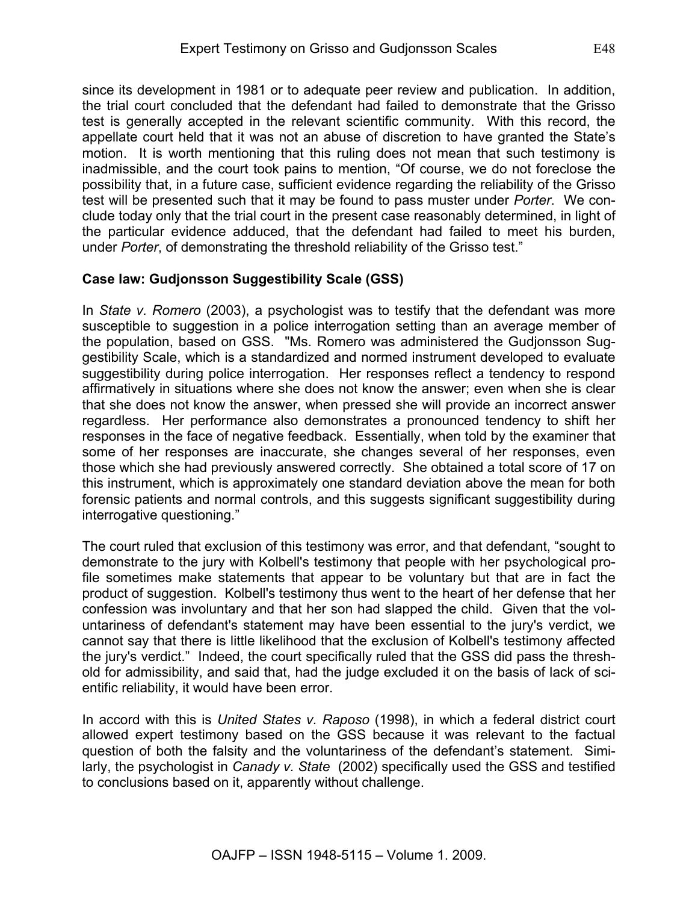since its development in 1981 or to adequate peer review and publication. In addition, the trial court concluded that the defendant had failed to demonstrate that the Grisso test is generally accepted in the relevant scientific community. With this record, the appellate court held that it was not an abuse of discretion to have granted the State's motion. It is worth mentioning that this ruling does not mean that such testimony is inadmissible, and the court took pains to mention, "Of course, we do not foreclose the possibility that, in a future case, sufficient evidence regarding the reliability of the Grisso test will be presented such that it may be found to pass muster under *Porter*. We conclude today only that the trial court in the present case reasonably determined, in light of the particular evidence adduced, that the defendant had failed to meet his burden, under *Porter*, of demonstrating the threshold reliability of the Grisso test."

**Case law: Gudjonsson Suggestibility Scale (GSS)**

In *State v. Romero* (2003), a psychologist was to testify that the defendant was more susceptible to suggestion in a police interrogation setting than an average member of the population, based on GSS. "Ms. Romero was administered the Gudjonsson Suggestibility Scale, which is a standardized and normed instrument developed to evaluate suggestibility during police interrogation. Her responses reflect a tendency to respond affirmatively in situations where she does not know the answer; even when she is clear that she does not know the answer, when pressed she will provide an incorrect answer regardless. Her performance also demonstrates a pronounced tendency to shift her responses in the face of negative feedback. Essentially, when told by the examiner that some of her responses are inaccurate, she changes several of her responses, even those which she had previously answered correctly. She obtained a total score of 17 on this instrument, which is approximately one standard deviation above the mean for both forensic patients and normal controls, and this suggests significant suggestibility during interrogative questioning."

The court ruled that exclusion of this testimony was error, and that defendant, "sought to demonstrate to the jury with Kolbell's testimony that people with her psychological profile sometimes make statements that appear to be voluntary but that are in fact the product of suggestion. Kolbell's testimony thus went to the heart of her defense that her confession was involuntary and that her son had slapped the child. Given that the voluntariness of defendant's statement may have been essential to the jury's verdict, we cannot say that there is little likelihood that the exclusion of Kolbell's testimony affected the jury's verdict." Indeed, the court specifically ruled that the GSS did pass the threshold for admissibility, and said that, had the judge excluded it on the basis of lack of scientific reliability, it would have been error.

In accord with this is *United States v. Raposo* (1998), in which a federal district court allowed expert testimony based on the GSS because it was relevant to the factual question of both the falsity and the voluntariness of the defendant's statement. Similarly, the psychologist in *Canady v. State* (2002) specifically used the GSS and testified to conclusions based on it, apparently without challenge.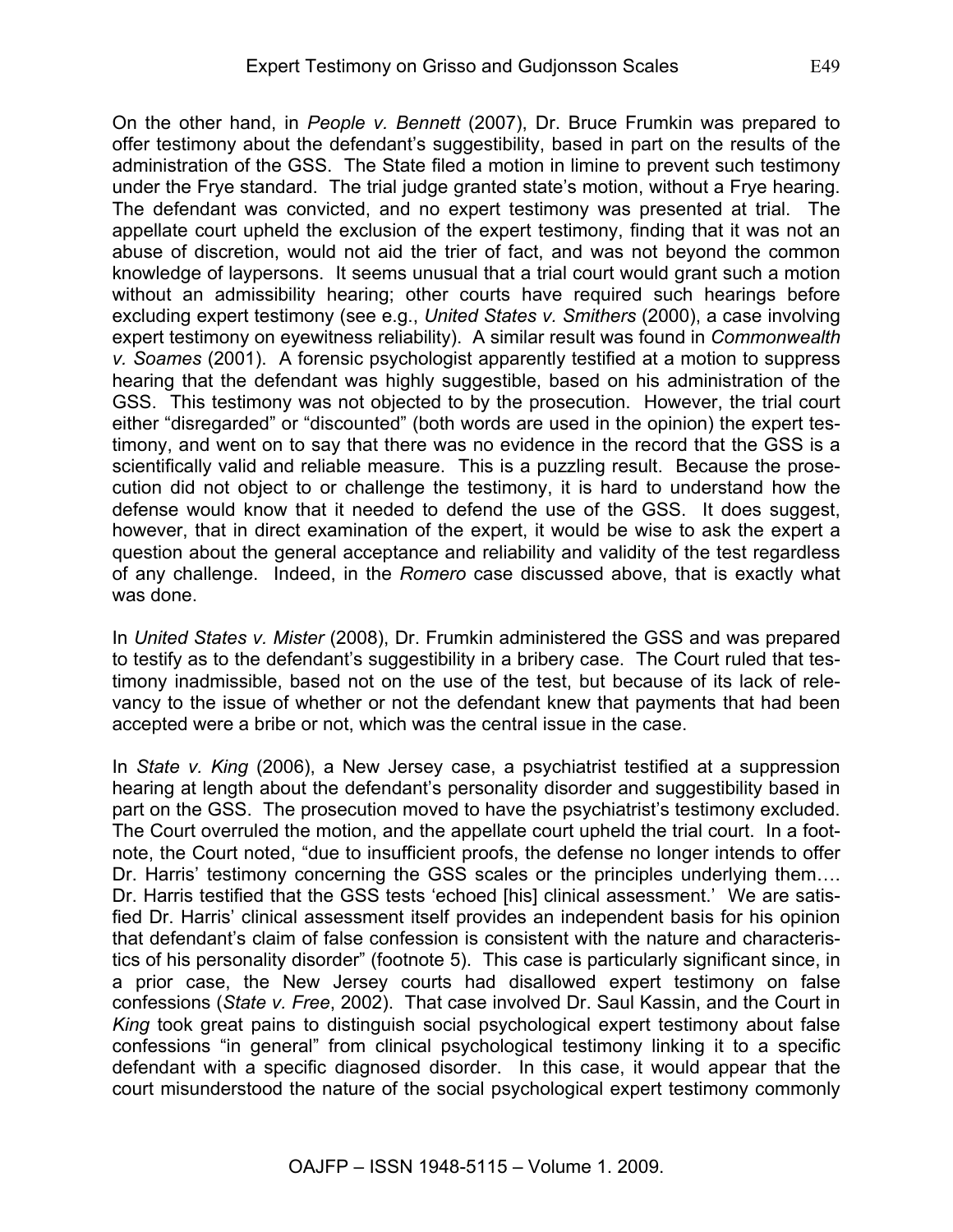On the other hand, in *People v. Bennett* (2007), Dr. Bruce Frumkin was prepared to offer testimony about the defendant's suggestibility, based in part on the results of the administration of the GSS. The State filed a motion in limine to prevent such testimony under the Frye standard. The trial judge granted state's motion, without a Frye hearing. The defendant was convicted, and no expert testimony was presented at trial. The appellate court upheld the exclusion of the expert testimony, finding that it was not an abuse of discretion, would not aid the trier of fact, and was not beyond the common knowledge of laypersons. It seems unusual that a trial court would grant such a motion without an admissibility hearing; other courts have required such hearings before excluding expert testimony (see e.g., *United States v. Smithers* (2000), a case involving expert testimony on eyewitness reliability). A similar result was found in *Commonwealth v. Soames* (2001). A forensic psychologist apparently testified at a motion to suppress hearing that the defendant was highly suggestible, based on his administration of the GSS. This testimony was not objected to by the prosecution. However, the trial court either "disregarded" or "discounted" (both words are used in the opinion) the expert testimony, and went on to say that there was no evidence in the record that the GSS is a scientifically valid and reliable measure. This is a puzzling result. Because the prosecution did not object to or challenge the testimony, it is hard to understand how the defense would know that it needed to defend the use of the GSS. It does suggest, however, that in direct examination of the expert, it would be wise to ask the expert a question about the general acceptance and reliability and validity of the test regardless of any challenge. Indeed, in the *Romero* case discussed above, that is exactly what was done.

In *United States v. Mister* (2008), Dr. Frumkin administered the GSS and was prepared to testify as to the defendant's suggestibility in a bribery case. The Court ruled that testimony inadmissible, based not on the use of the test, but because of its lack of relevancy to the issue of whether or not the defendant knew that payments that had been accepted were a bribe or not, which was the central issue in the case.

In *State v. King* (2006), a New Jersey case, a psychiatrist testified at a suppression hearing at length about the defendant's personality disorder and suggestibility based in part on the GSS. The prosecution moved to have the psychiatrist's testimony excluded. The Court overruled the motion, and the appellate court upheld the trial court. In a footnote, the Court noted, "due to insufficient proofs, the defense no longer intends to offer Dr. Harris' testimony concerning the GSS scales or the principles underlying them…. Dr. Harris testified that the GSS tests 'echoed [his] clinical assessment.' We are satisfied Dr. Harris' clinical assessment itself provides an independent basis for his opinion that defendant's claim of false confession is consistent with the nature and characteristics of his personality disorder" (footnote 5). This case is particularly significant since, in a prior case, the New Jersey courts had disallowed expert testimony on false confessions (*State v. Free*, 2002). That case involved Dr. Saul Kassin, and the Court in *King* took great pains to distinguish social psychological expert testimony about false confessions "in general" from clinical psychological testimony linking it to a specific defendant with a specific diagnosed disorder. In this case, it would appear that the court misunderstood the nature of the social psychological expert testimony commonly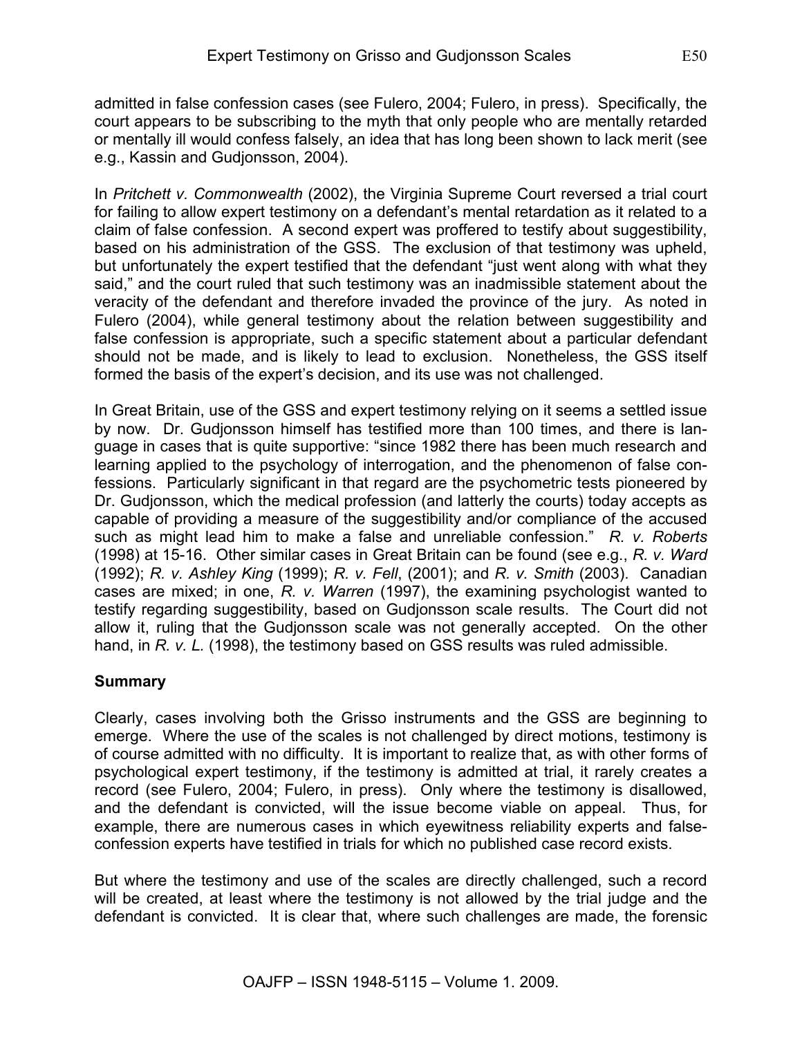admitted in false confession cases (see Fulero, 2004; Fulero, in press). Specifically, the court appears to be subscribing to the myth that only people who are mentally retarded or mentally ill would confess falsely, an idea that has long been shown to lack merit (see e.g., Kassin and Gudjonsson, 2004).

In *Pritchett v. Commonwealth* (2002), the Virginia Supreme Court reversed a trial court for failing to allow expert testimony on a defendant's mental retardation as it related to a claim of false confession. A second expert was proffered to testify about suggestibility, based on his administration of the GSS. The exclusion of that testimony was upheld, but unfortunately the expert testified that the defendant "just went along with what they said," and the court ruled that such testimony was an inadmissible statement about the veracity of the defendant and therefore invaded the province of the jury. As noted in Fulero (2004), while general testimony about the relation between suggestibility and false confession is appropriate, such a specific statement about a particular defendant should not be made, and is likely to lead to exclusion. Nonetheless, the GSS itself formed the basis of the expert's decision, and its use was not challenged.

In Great Britain, use of the GSS and expert testimony relying on it seems a settled issue by now. Dr. Gudjonsson himself has testified more than 100 times, and there is language in cases that is quite supportive: "since 1982 there has been much research and learning applied to the psychology of interrogation, and the phenomenon of false confessions. Particularly significant in that regard are the psychometric tests pioneered by Dr. Gudjonsson, which the medical profession (and latterly the courts) today accepts as capable of providing a measure of the suggestibility and/or compliance of the accused such as might lead him to make a false and unreliable confession." *R. v. Roberts* (1998) at 15-16. Other similar cases in Great Britain can be found (see e.g., *R. v. Ward* (1992); *R. v. Ashley King* (1999); *R. v. Fell*, (2001); and *R. v. Smith* (2003). Canadian cases are mixed; in one, *R. v. Warren* (1997), the examining psychologist wanted to testify regarding suggestibility, based on Gudjonsson scale results. The Court did not allow it, ruling that the Gudjonsson scale was not generally accepted. On the other hand, in *R. v. L.* (1998), the testimony based on GSS results was ruled admissible.

## Summary

Clearly, cases involving both the Grisso instruments and the GSS are beginning to emerge. Where the use of the scales is not challenged by direct motions, testimony is of course admitted with no difficulty. It is important to realize that, as with other forms of psychological expert testimony, if the testimony is admitted at trial, it rarely creates a record (see Fulero, 2004; Fulero, in press). Only where the testimony is disallowed, and the defendant is convicted, will the issue become viable on appeal. Thus, for example, there are numerous cases in which eyewitness reliability experts and false-confession experts have testified in trials for which no published case record exists.

But where the testimony and use of the scales are directly challenged, such a record will be created, at least where the testimony is not allowed by the trial judge and the defendant is convicted. It is clear that, where such challenges are made, the forensic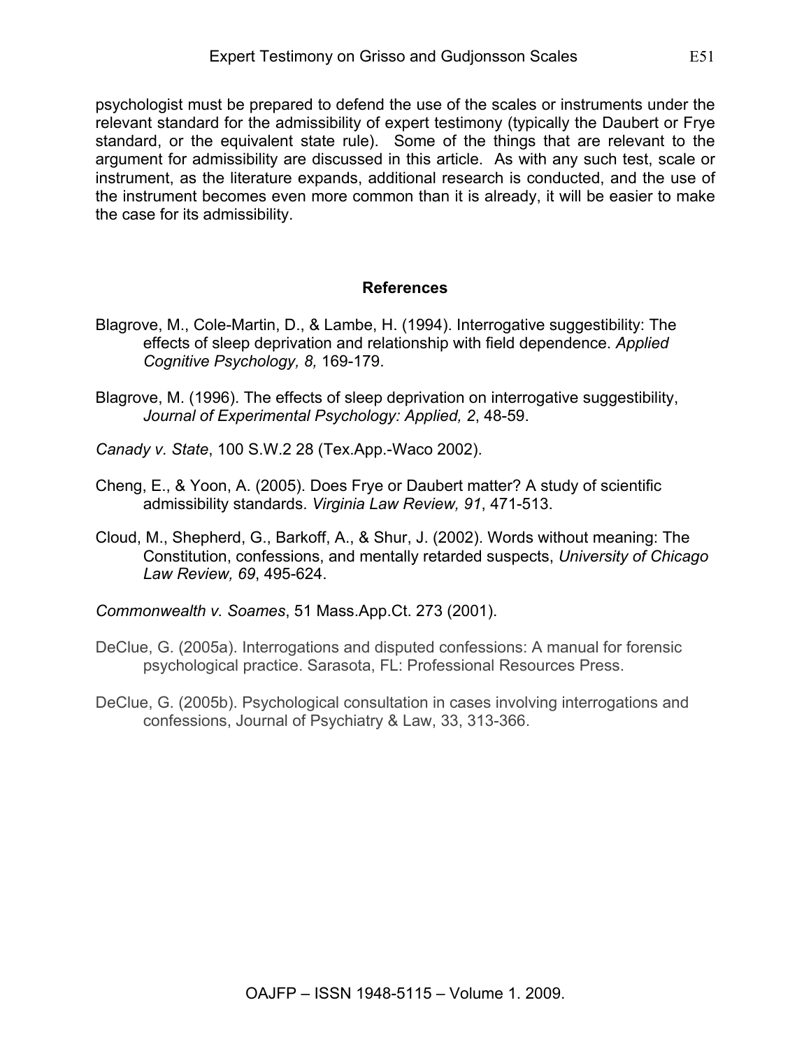psychologist must be prepared to defend the use of the scales or instruments under the relevant standard for the admissibility of expert testimony (typically the Daubert or Frye standard, or the equivalent state rule). Some of the things that are relevant to the argument for admissibility are discussed in this article. As with any such test, scale or instrument, as the literature expands, additional research is conducted, and the use of the instrument becomes even more common than it is already, it will be easier to make the case for its admissibility.

## References

Blagrove, M., Cole-Martin, D., & Lambe, H. (1994). Interrogative suggestibility: The effects of sleep deprivation and relationship with field dependence. *Applied Cognitive Psychology, 8,* 169-179.

Blagrove, M. (1996). The effects of sleep deprivation on interrogative suggestibility, *Journal of Experimental Psychology: Applied, 2*, 48-59.

*Canady v. State*, 100 S.W.2 28 (Tex.App.-Waco 2002).

Cheng, E., & Yoon, A. (2005). Does Frye or Daubert matter? A study of scientific admissibility standards. *Virginia Law Review, 91*, 471-513.

Cloud, M., Shepherd, G., Barkoff, A., & Shur, J. (2002). Words without meaning: The Constitution, confessions, and mentally retarded suspects, *University of Chicago Law Review, 69*, 495-624.

*Commonwealth v. Soames*, 51 Mass.App.Ct. 273 (2001).

DeClue, G. (2005a). Interrogations and disputed confessions: A manual for forensic psychological practice. Sarasota, FL: Professional Resources Press.

DeClue, G. (2005b). Psychological consultation in cases involving interrogations and confessions, Journal of Psychiatry & Law, 33, 313-366.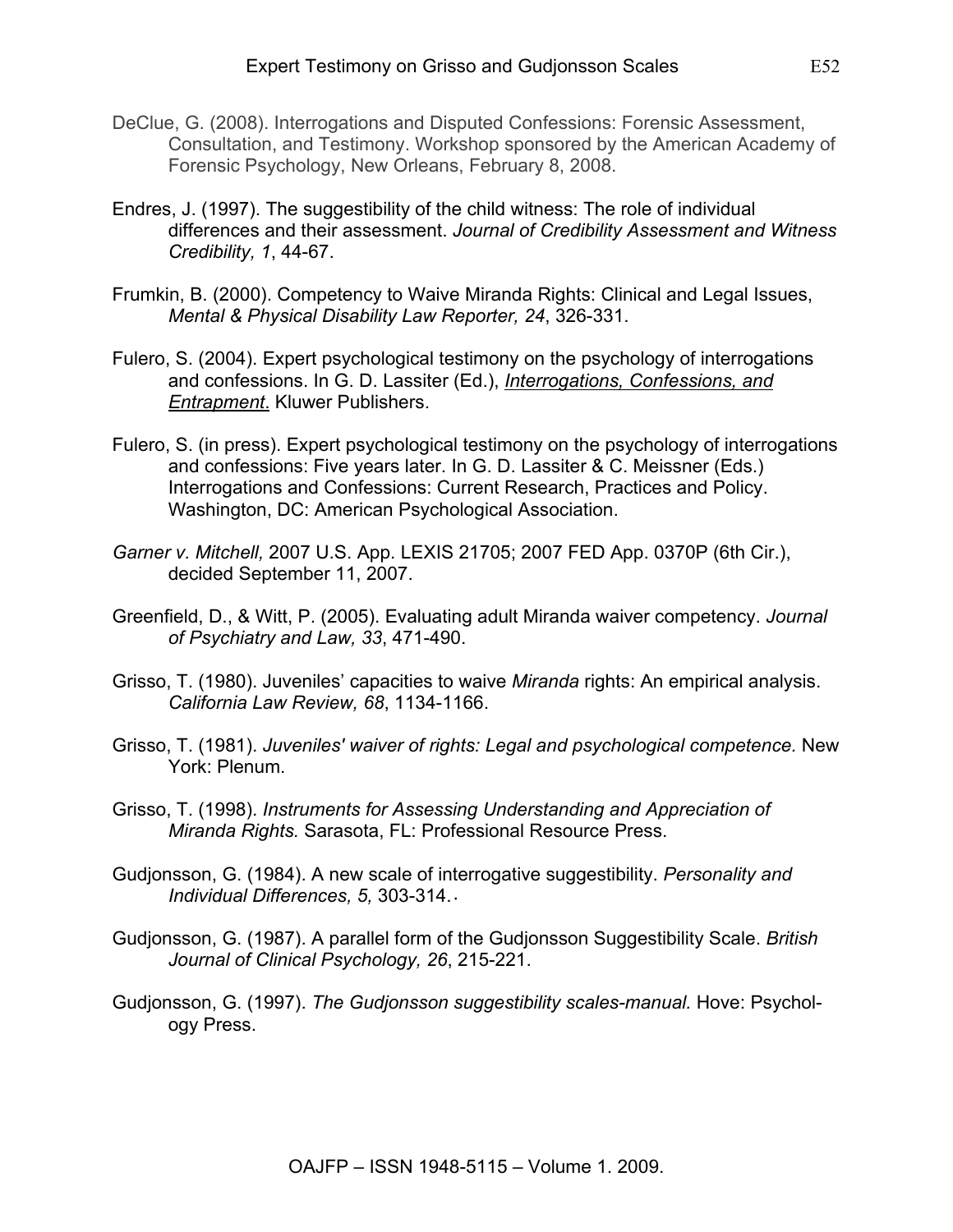DeClue, G. (2008). Interrogations and Disputed Confessions: Forensic Assessment, Consultation, and Testimony. Workshop sponsored by the American Academy of Forensic Psychology, New Orleans, February 8, 2008.

Endres, J. (1997). The suggestibility of the child witness: The role of individual differences and their assessment. *Journal of Credibility Assessment and Witness Credibility, 1*, 44-67.

Frumkin, B. (2000). Competency to Waive Miranda Rights: Clinical and Legal Issues, *Mental & Physical Disability Law Reporter, 24*, 326-331.

Fulero, S. (2004). Expert psychological testimony on the psychology of interrogations and confessions. In G. D. Lassiter (Ed.), *Interrogations, Confessions, and Entrapment*. Kluwer Publishers.

Fulero, S. (in press). Expert psychological testimony on the psychology of interrogations and confessions: Five years later. In G. D. Lassiter & C. Meissner (Eds.) Interrogations and Confessions: Current Research, Practices and Policy. Washington, DC: American Psychological Association.

*Garner v. Mitchell,* 2007 U.S. App. LEXIS 21705; 2007 FED App. 0370P (6th Cir.), decided September 11, 2007.

Greenfield, D., & Witt, P. (2005). Evaluating adult Miranda waiver competency. *Journal of Psychiatry and Law, 33*, 471-490.

Grisso, T. (1980). Juveniles' capacities to waive *Miranda* rights: An empirical analysis. *California Law Review, 68*, 1134-1166.

Grisso, T. (1981). *Juveniles' waiver of rights: Legal and psychological competence.* New York: Plenum.

Grisso, T. (1998). *Instruments for Assessing Understanding and Appreciation of Miranda Rights.* Sarasota, FL: Professional Resource Press.

Gudjonsson, G. (1984). A new scale of interrogative suggestibility. *Personality and Individual Differences, 5,* 303-314.

Gudjonsson, G. (1987). A parallel form of the Gudjonsson Suggestibility Scale. *British Journal of Clinical Psychology, 26*, 215-221.

Gudjonsson, G. (1997). *The Gudjonsson suggestibility scales-manual.* Hove: Psychology Press.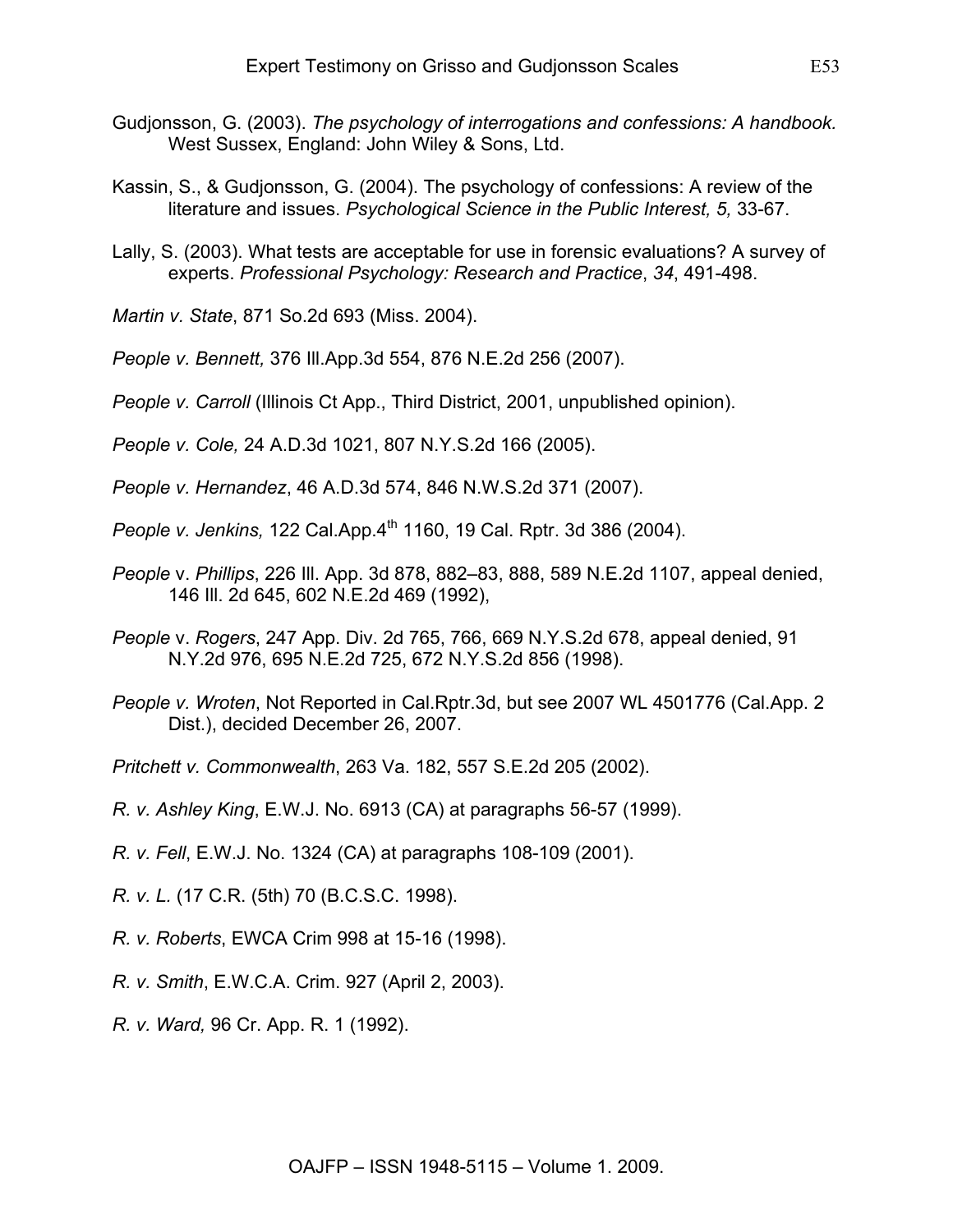Gudjonsson, G. (2003). *The psychology of interrogations and confessions: A handbook.* West Sussex, England: John Wiley & Sons, Ltd.

Kassin, S., & Gudjonsson, G. (2004). The psychology of confessions: A review of the literature and issues. *Psychological Science in the Public Interest, 5,* 33-67.

Lally, S. (2003). What tests are acceptable for use in forensic evaluations? A survey of experts. *Professional Psychology: Research and Practice*, *34*, 491-498.

*Martin v. State*, 871 So.2d 693 (Miss. 2004).

*People v. Bennett,* 376 Ill.App.3d 554, 876 N.E.2d 256 (2007).

*People v. Carroll* (Illinois Ct App., Third District, 2001, unpublished opinion).

*People v. Cole,* 24 A.D.3d 1021, 807 N.Y.S.2d 166 (2005).

*People v. Hernandez*, 46 A.D.3d 574, 846 N.W.S.2d 371 (2007).

*People v. Jenkins,* 122 Cal.App.4th 1160, 19 Cal. Rptr. 3d 386 (2004).

*People* v. *Phillips*, 226 Ill. App. 3d 878, 882–83, 888, 589 N.E.2d 1107, appeal denied, 146 Ill. 2d 645, 602 N.E.2d 469 (1992),

*People* v. *Rogers*, 247 App. Div. 2d 765, 766, 669 N.Y.S.2d 678, appeal denied, 91 N.Y.2d 976, 695 N.E.2d 725, 672 N.Y.S.2d 856 (1998).

*People v. Wroten*, Not Reported in Cal.Rptr.3d, but see 2007 WL 4501776 (Cal.App. 2 Dist.), decided December 26, 2007.

*Pritchett v. Commonwealth*, 263 Va. 182, 557 S.E.2d 205 (2002).

*R. v. Ashley King*, E.W.J. No. 6913 (CA) at paragraphs 56-57 (1999).

*R. v. Fell*, E.W.J. No. 1324 (CA) at paragraphs 108-109 (2001).

*R. v. L.* (17 C.R. (5th) 70 (B.C.S.C. 1998).

*R. v. Roberts*, EWCA Crim 998 at 15-16 (1998).

*R. v. Smith*, E.W.C.A. Crim. 927 (April 2, 2003).

*R. v. Ward,* 96 Cr. App. R. 1 (1992).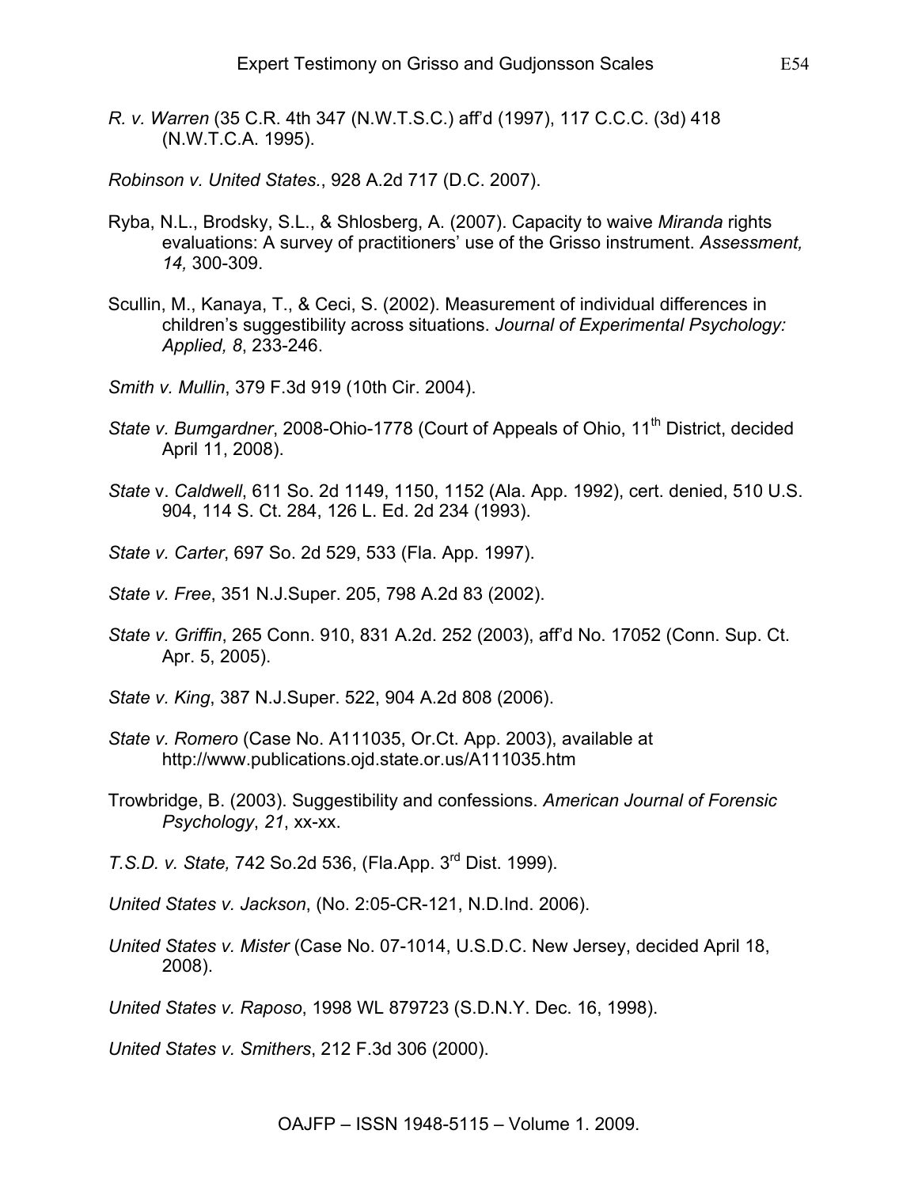*R. v. Warren* (35 C.R. 4th 347 (N.W.T.S.C.) aff'd (1997), 117 C.C.C. (3d) 418 (N.W.T.C.A. 1995).

*Robinson v. United States.*, 928 A.2d 717 (D.C. 2007).

Ryba, N.L., Brodsky, S.L., & Shlosberg, A. (2007). Capacity to waive *Miranda* rights evaluations: A survey of practitioners' use of the Grisso instrument. *Assessment, 14,* 300-309.

Scullin, M., Kanaya, T., & Ceci, S. (2002). Measurement of individual differences in children's suggestibility across situations. *Journal of Experimental Psychology: Applied, 8*, 233-246.

*Smith v. Mullin*, 379 F.3d 919 (10th Cir. 2004).

*State v. Bumgardner*, 2008-Ohio-1778 (Court of Appeals of Ohio, 11th District, decided April 11, 2008).

*State* v. *Caldwell*, 611 So. 2d 1149, 1150, 1152 (Ala. App. 1992), cert. denied, 510 U.S. 904, 114 S. Ct. 284, 126 L. Ed. 2d 234 (1993).

*State v. Carter*, 697 So. 2d 529, 533 (Fla. App. 1997).

*State v. Free*, 351 N.J.Super. 205, 798 A.2d 83 (2002).

*State v. Griffin*, 265 Conn. 910, 831 A.2d. 252 (2003), aff'd No. 17052 (Conn. Sup. Ct. Apr. 5, 2005).

*State v. King*, 387 N.J.Super. 522, 904 A.2d 808 (2006).

*State v. Romero* (Case No. A111035, Or.Ct. App. 2003), available at http://www.publications.ojd.state.or.us/A111035.htm

Trowbridge, B. (2003). Suggestibility and confessions. *American Journal of Forensic Psychology*, *21*, xx-xx.

*T.S.D. v. State,* 742 So.2d 536, (Fla.App. 3rd Dist. 1999).

*United States v. Jackson*, (No. 2:05-CR-121, N.D.Ind. 2006).

*United States v. Mister* (Case No. 07-1014, U.S.D.C. New Jersey, decided April 18, 2008).

*United States v. Raposo*, 1998 WL 879723 (S.D.N.Y. Dec. 16, 1998).

*United States v. Smithers*, 212 F.3d 306 (2000).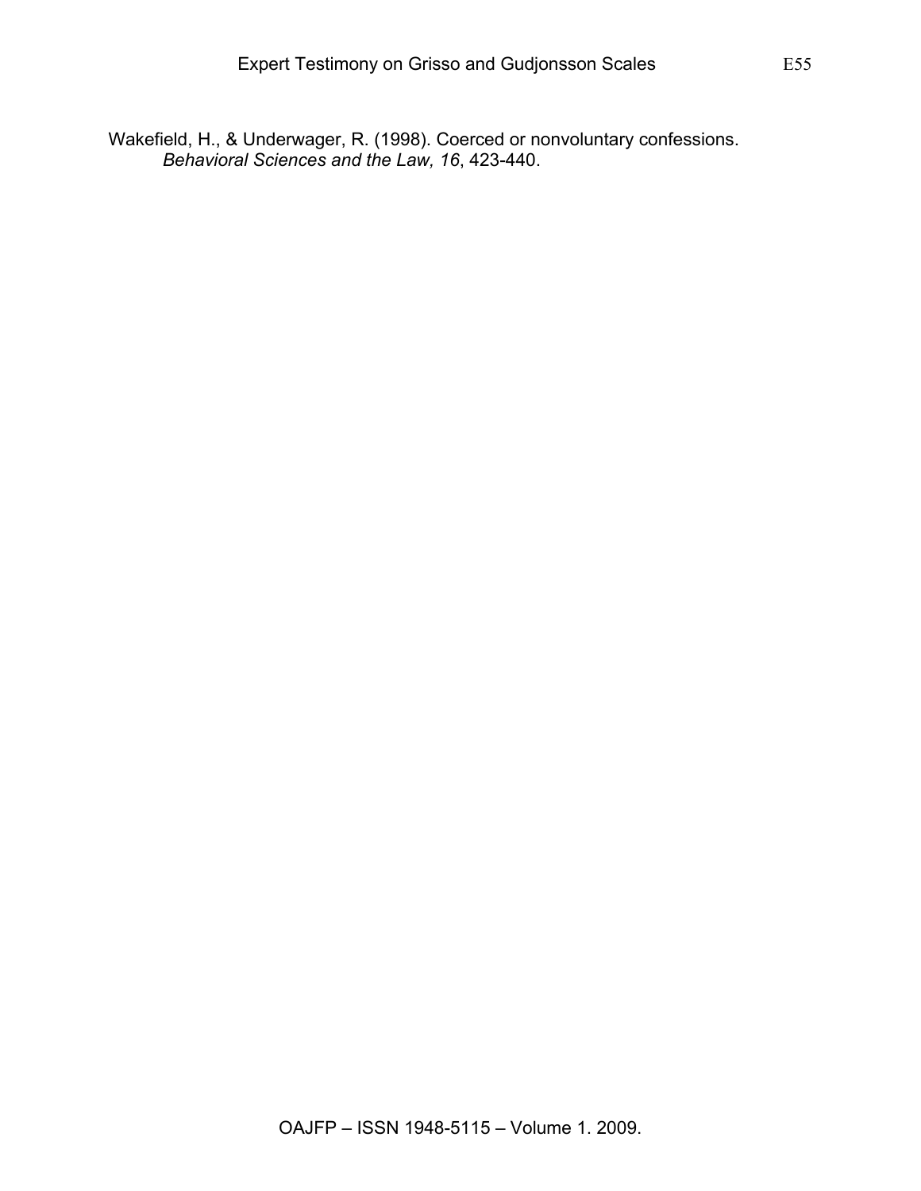Wakefield, H., & Underwager, R. (1998). Coerced or nonvoluntary confessions. *Behavioral Sciences and the Law, 16*, 423-440.